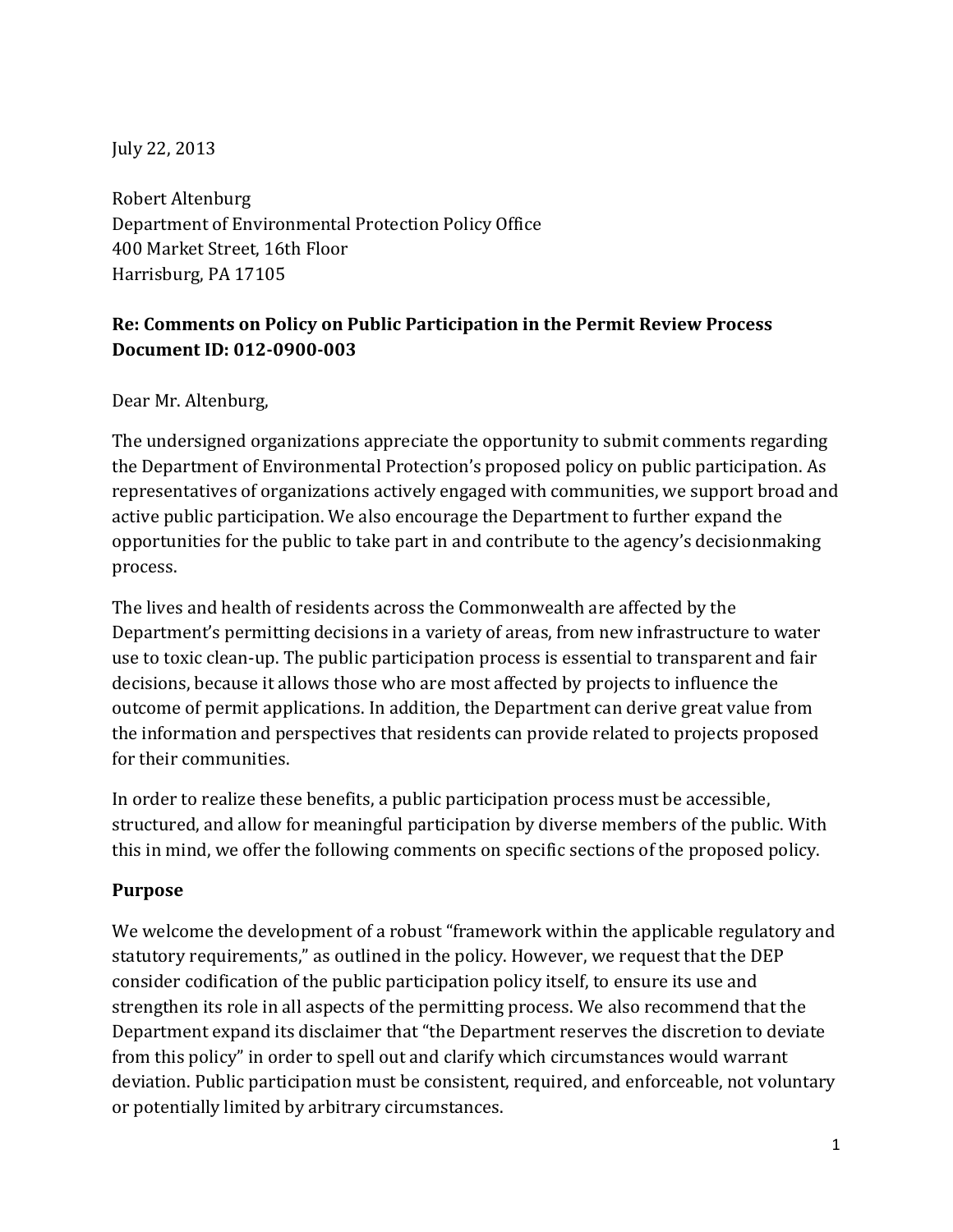July 22, 2013

Robert Altenburg
Department of Environmental Protection Policy Office
400 Market Street, 16th Floor
Harrisburg, PA 17105

**Re: Comments on Policy on Public Participation in the Permit Review Process**
**Document ID: 012-0900-003**

Dear Mr. Altenburg,

The undersigned organizations appreciate the opportunity to submit comments regarding the Department of Environmental Protection's proposed policy on public participation. As representatives of organizations actively engaged with communities, we support broad and active public participation. We also encourage the Department to further expand the opportunities for the public to take part in and contribute to the agency's decisionmaking process.

The lives and health of residents across the Commonwealth are affected by the Department's permitting decisions in a variety of areas, from new infrastructure to water use to toxic clean-up. The public participation process is essential to transparent and fair decisions, because it allows those who are most affected by projects to influence the outcome of permit applications. In addition, the Department can derive great value from the information and perspectives that residents can provide related to projects proposed for their communities.

In order to realize these benefits, a public participation process must be accessible, structured, and allow for meaningful participation by diverse members of the public. With this in mind, we offer the following comments on specific sections of the proposed policy.

## Purpose

We welcome the development of a robust "framework within the applicable regulatory and statutory requirements," as outlined in the policy. However, we request that the DEP consider codification of the public participation policy itself, to ensure its use and strengthen its role in all aspects of the permitting process. We also recommend that the Department expand its disclaimer that "the Department reserves the discretion to deviate from this policy" in order to spell out and clarify which circumstances would warrant deviation. Public participation must be consistent, required, and enforceable, not voluntary or potentially limited by arbitrary circumstances.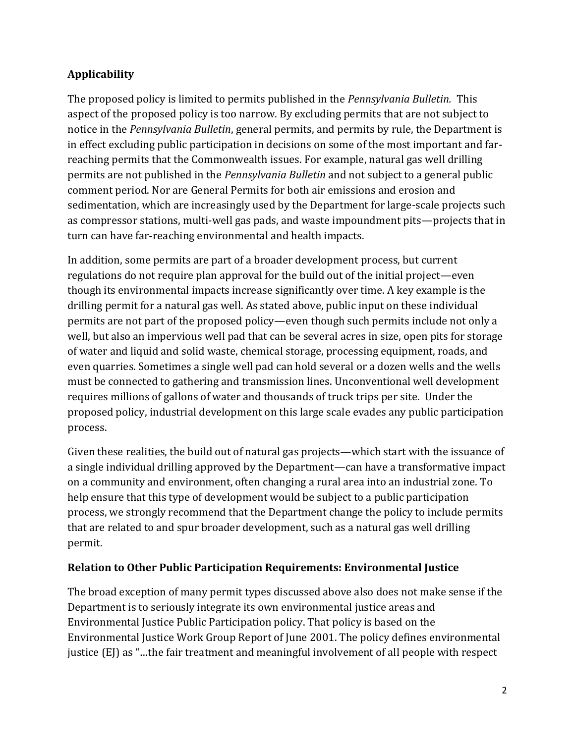## Applicability

The proposed policy is limited to permits published in the *Pennsylvania Bulletin.* This aspect of the proposed policy is too narrow. By excluding permits that are not subject to notice in the *Pennsylvania Bulletin*, general permits, and permits by rule, the Department is in effect excluding public participation in decisions on some of the most important and far-reaching permits that the Commonwealth issues. For example, natural gas well drilling permits are not published in the *Pennsylvania Bulletin* and not subject to a general public comment period. Nor are General Permits for both air emissions and erosion and sedimentation, which are increasingly used by the Department for large-scale projects such as compressor stations, multi-well gas pads, and waste impoundment pits—projects that in turn can have far-reaching environmental and health impacts.

In addition, some permits are part of a broader development process, but current regulations do not require plan approval for the build out of the initial project—even though its environmental impacts increase significantly over time. A key example is the drilling permit for a natural gas well. As stated above, public input on these individual permits are not part of the proposed policy—even though such permits include not only a well, but also an impervious well pad that can be several acres in size, open pits for storage of water and liquid and solid waste, chemical storage, processing equipment, roads, and even quarries. Sometimes a single well pad can hold several or a dozen wells and the wells must be connected to gathering and transmission lines. Unconventional well development requires millions of gallons of water and thousands of truck trips per site. Under the proposed policy, industrial development on this large scale evades any public participation process.

Given these realities, the build out of natural gas projects—which start with the issuance of a single individual drilling approved by the Department—can have a transformative impact on a community and environment, often changing a rural area into an industrial zone. To help ensure that this type of development would be subject to a public participation process, we strongly recommend that the Department change the policy to include permits that are related to and spur broader development, such as a natural gas well drilling permit.

## Relation to Other Public Participation Requirements: Environmental Justice

The broad exception of many permit types discussed above also does not make sense if the Department is to seriously integrate its own environmental justice areas and Environmental Justice Public Participation policy. That policy is based on the Environmental Justice Work Group Report of June 2001. The policy defines environmental justice (EJ) as "…the fair treatment and meaningful involvement of all people with respect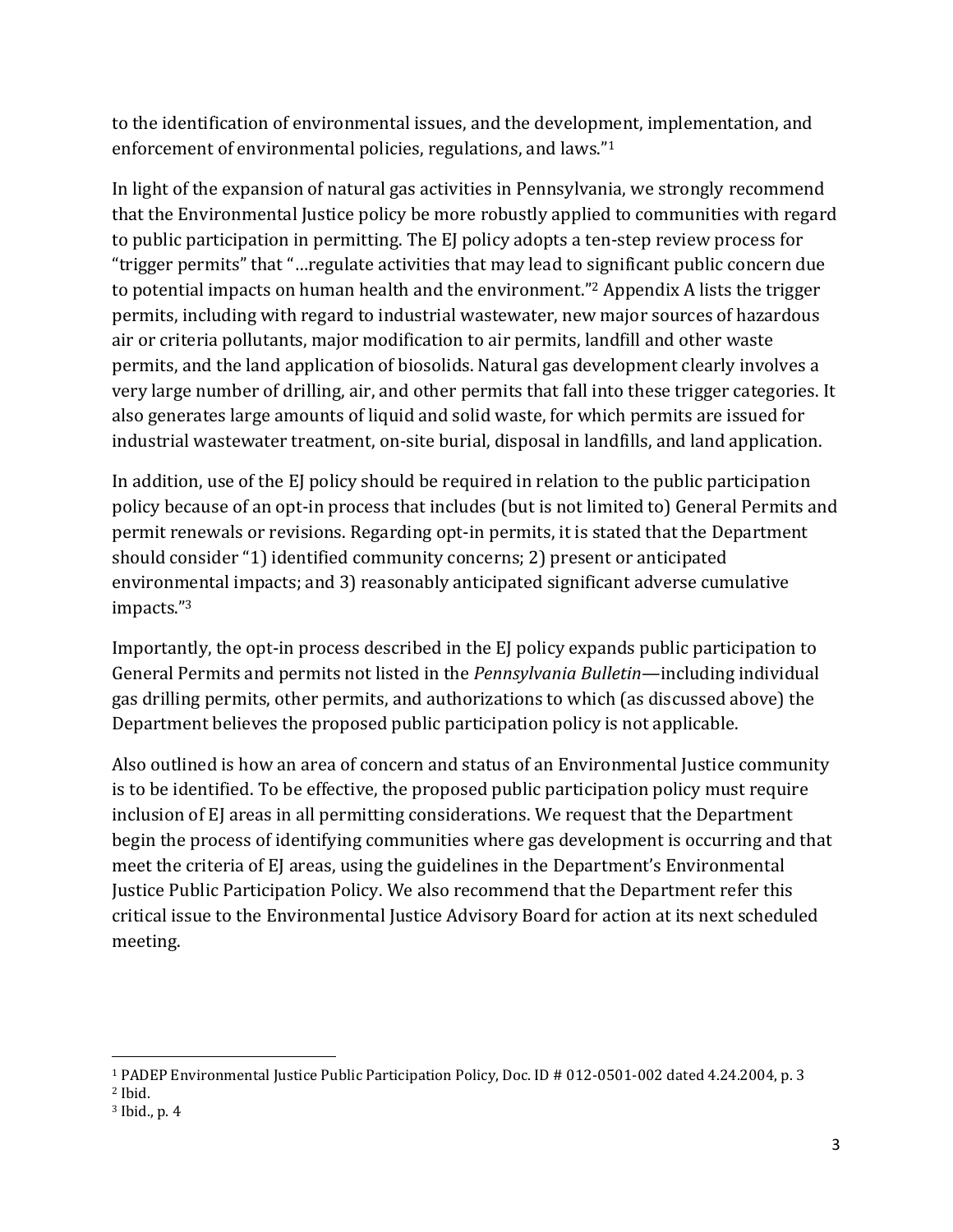to the identification of environmental issues, and the development, implementation, and enforcement of environmental policies, regulations, and laws."[1]

In light of the expansion of natural gas activities in Pennsylvania, we strongly recommend that the Environmental Justice policy be more robustly applied to communities with regard to public participation in permitting. The EJ policy adopts a ten-step review process for "trigger permits" that "…regulate activities that may lead to significant public concern due to potential impacts on human health and the environment."[2] Appendix A lists the trigger permits, including with regard to industrial wastewater, new major sources of hazardous air or criteria pollutants, major modification to air permits, landfill and other waste permits, and the land application of biosolids. Natural gas development clearly involves a very large number of drilling, air, and other permits that fall into these trigger categories. It also generates large amounts of liquid and solid waste, for which permits are issued for industrial wastewater treatment, on-site burial, disposal in landfills, and land application.

In addition, use of the EJ policy should be required in relation to the public participation policy because of an opt-in process that includes (but is not limited to) General Permits and permit renewals or revisions. Regarding opt-in permits, it is stated that the Department should consider "1) identified community concerns; 2) present or anticipated environmental impacts; and 3) reasonably anticipated significant adverse cumulative impacts."[3]

Importantly, the opt-in process described in the EJ policy expands public participation to General Permits and permits not listed in the *Pennsylvania Bulletin*—including individual gas drilling permits, other permits, and authorizations to which (as discussed above) the Department believes the proposed public participation policy is not applicable.

Also outlined is how an area of concern and status of an Environmental Justice community is to be identified. To be effective, the proposed public participation policy must require inclusion of EJ areas in all permitting considerations. We request that the Department begin the process of identifying communities where gas development is occurring and that meet the criteria of EJ areas, using the guidelines in the Department's Environmental Justice Public Participation Policy. We also recommend that the Department refer this critical issue to the Environmental Justice Advisory Board for action at its next scheduled meeting.

---

[1] PADEP Environmental Justice Public Participation Policy, Doc. ID # 012-0501-002 dated 4.24.2004, p. 3

[2] Ibid.

[3] Ibid., p. 4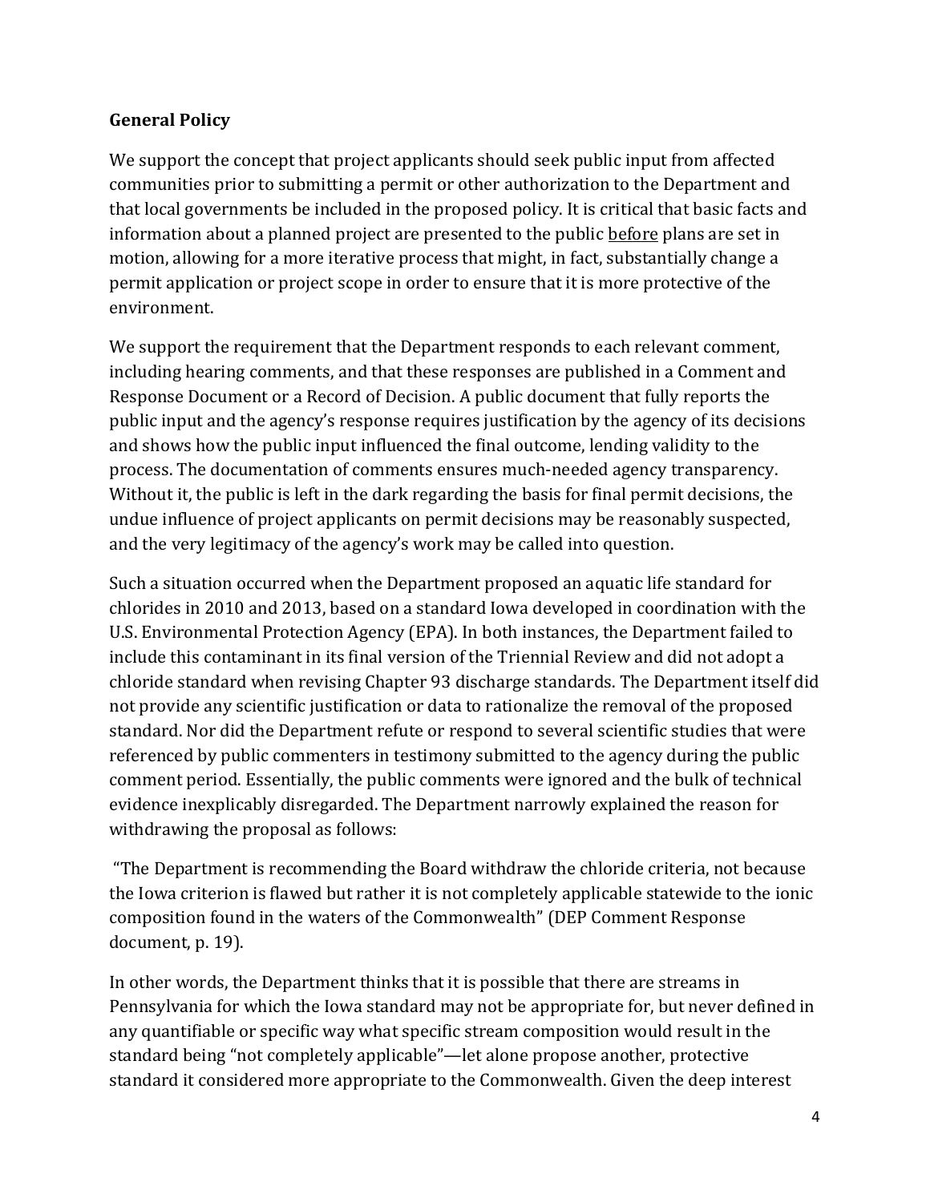**General Policy**

We support the concept that project applicants should seek public input from affected communities prior to submitting a permit or other authorization to the Department and that local governments be included in the proposed policy. It is critical that basic facts and information about a planned project are presented to the public <u>before</u> plans are set in motion, allowing for a more iterative process that might, in fact, substantially change a permit application or project scope in order to ensure that it is more protective of the environment.

We support the requirement that the Department responds to each relevant comment, including hearing comments, and that these responses are published in a Comment and Response Document or a Record of Decision. A public document that fully reports the public input and the agency's response requires justification by the agency of its decisions and shows how the public input influenced the final outcome, lending validity to the process. The documentation of comments ensures much-needed agency transparency. Without it, the public is left in the dark regarding the basis for final permit decisions, the undue influence of project applicants on permit decisions may be reasonably suspected, and the very legitimacy of the agency's work may be called into question.

Such a situation occurred when the Department proposed an aquatic life standard for chlorides in 2010 and 2013, based on a standard Iowa developed in coordination with the U.S. Environmental Protection Agency (EPA). In both instances, the Department failed to include this contaminant in its final version of the Triennial Review and did not adopt a chloride standard when revising Chapter 93 discharge standards. The Department itself did not provide any scientific justification or data to rationalize the removal of the proposed standard. Nor did the Department refute or respond to several scientific studies that were referenced by public commenters in testimony submitted to the agency during the public comment period. Essentially, the public comments were ignored and the bulk of technical evidence inexplicably disregarded. The Department narrowly explained the reason for withdrawing the proposal as follows:

"The Department is recommending the Board withdraw the chloride criteria, not because the Iowa criterion is flawed but rather it is not completely applicable statewide to the ionic composition found in the waters of the Commonwealth" (DEP Comment Response document, p. 19).

In other words, the Department thinks that it is possible that there are streams in Pennsylvania for which the Iowa standard may not be appropriate for, but never defined in any quantifiable or specific way what specific stream composition would result in the standard being "not completely applicable"—let alone propose another, protective standard it considered more appropriate to the Commonwealth. Given the deep interest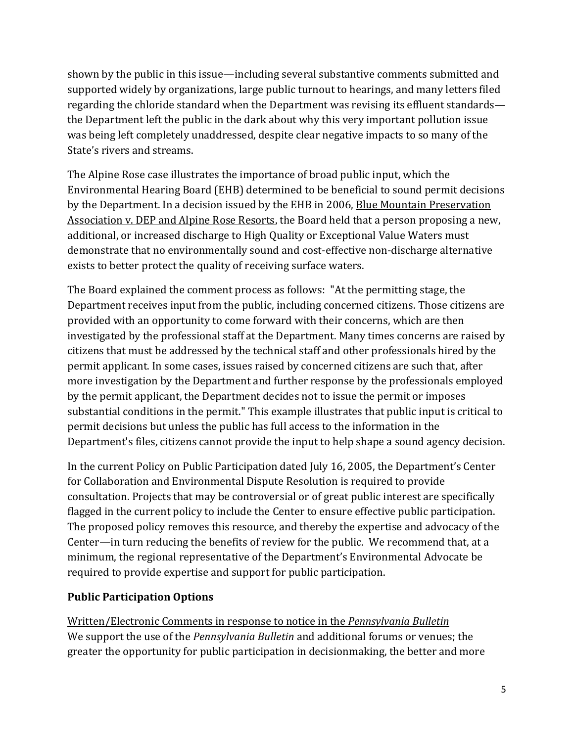shown by the public in this issue—including several substantive comments submitted and supported widely by organizations, large public turnout to hearings, and many letters filed regarding the chloride standard when the Department was revising its effluent standards—the Department left the public in the dark about why this very important pollution issue was being left completely unaddressed, despite clear negative impacts to so many of the State's rivers and streams.

The Alpine Rose case illustrates the importance of broad public input, which the Environmental Hearing Board (EHB) determined to be beneficial to sound permit decisions by the Department. In a decision issued by the EHB in 2006, Blue Mountain Preservation Association v. DEP and Alpine Rose Resorts, the Board held that a person proposing a new, additional, or increased discharge to High Quality or Exceptional Value Waters must demonstrate that no environmentally sound and cost-effective non-discharge alternative exists to better protect the quality of receiving surface waters.

The Board explained the comment process as follows: "At the permitting stage, the Department receives input from the public, including concerned citizens. Those citizens are provided with an opportunity to come forward with their concerns, which are then investigated by the professional staff at the Department. Many times concerns are raised by citizens that must be addressed by the technical staff and other professionals hired by the permit applicant. In some cases, issues raised by concerned citizens are such that, after more investigation by the Department and further response by the professionals employed by the permit applicant, the Department decides not to issue the permit or imposes substantial conditions in the permit." This example illustrates that public input is critical to permit decisions but unless the public has full access to the information in the Department's files, citizens cannot provide the input to help shape a sound agency decision.

In the current Policy on Public Participation dated July 16, 2005, the Department's Center for Collaboration and Environmental Dispute Resolution is required to provide consultation. Projects that may be controversial or of great public interest are specifically flagged in the current policy to include the Center to ensure effective public participation. The proposed policy removes this resource, and thereby the expertise and advocacy of the Center—in turn reducing the benefits of review for the public. We recommend that, at a minimum, the regional representative of the Department's Environmental Advocate be required to provide expertise and support for public participation.

## Public Participation Options

Written/Electronic Comments in response to notice in the *Pennsylvania Bulletin*

We support the use of the *Pennsylvania Bulletin* and additional forums or venues; the greater the opportunity for public participation in decisionmaking, the better and more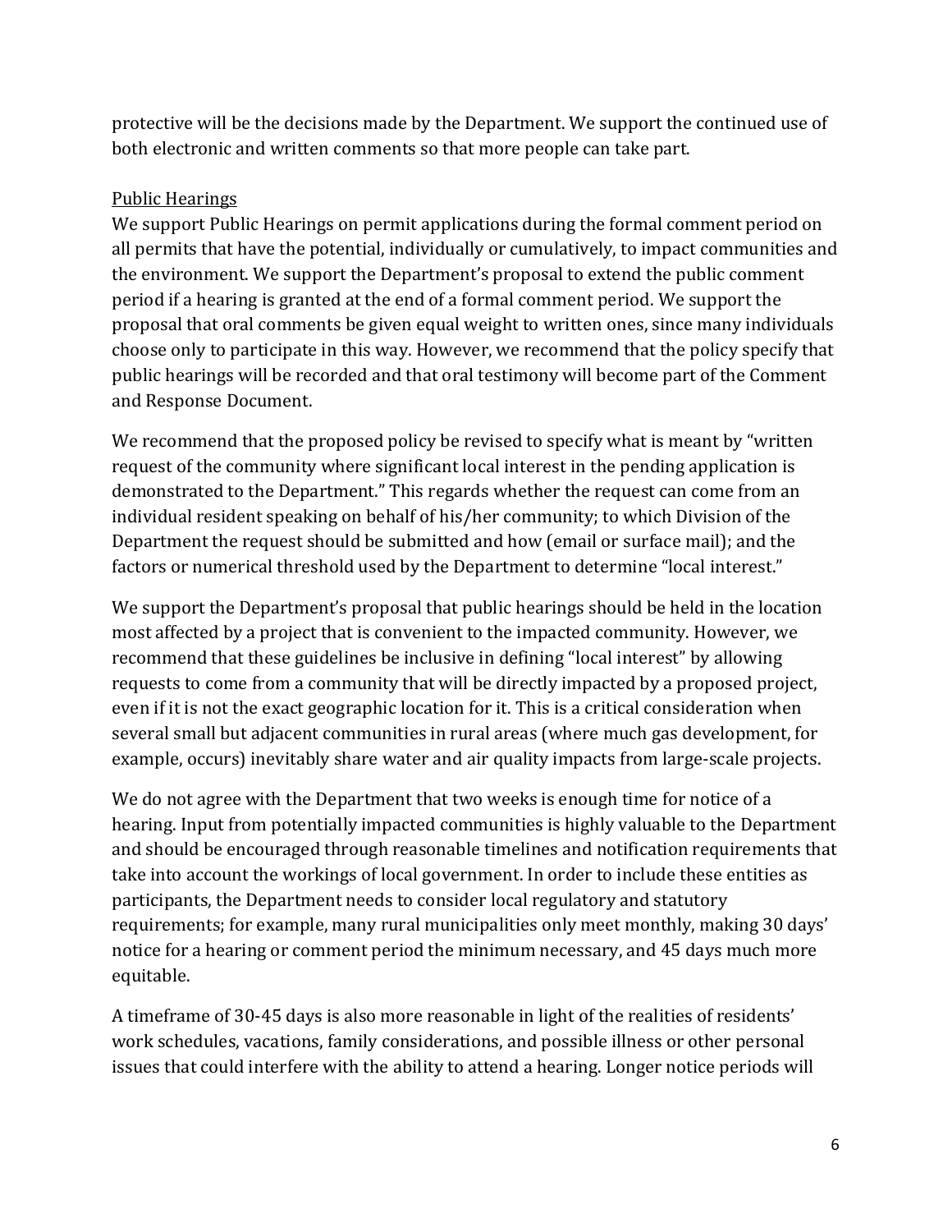protective will be the decisions made by the Department. We support the continued use of both electronic and written comments so that more people can take part.

<u>Public Hearings</u>

We support Public Hearings on permit applications during the formal comment period on all permits that have the potential, individually or cumulatively, to impact communities and the environment. We support the Department's proposal to extend the public comment period if a hearing is granted at the end of a formal comment period. We support the proposal that oral comments be given equal weight to written ones, since many individuals choose only to participate in this way. However, we recommend that the policy specify that public hearings will be recorded and that oral testimony will become part of the Comment and Response Document.

We recommend that the proposed policy be revised to specify what is meant by "written request of the community where significant local interest in the pending application is demonstrated to the Department." This regards whether the request can come from an individual resident speaking on behalf of his/her community; to which Division of the Department the request should be submitted and how (email or surface mail); and the factors or numerical threshold used by the Department to determine "local interest."

We support the Department's proposal that public hearings should be held in the location most affected by a project that is convenient to the impacted community. However, we recommend that these guidelines be inclusive in defining "local interest" by allowing requests to come from a community that will be directly impacted by a proposed project, even if it is not the exact geographic location for it. This is a critical consideration when several small but adjacent communities in rural areas (where much gas development, for example, occurs) inevitably share water and air quality impacts from large-scale projects.

We do not agree with the Department that two weeks is enough time for notice of a hearing. Input from potentially impacted communities is highly valuable to the Department and should be encouraged through reasonable timelines and notification requirements that take into account the workings of local government. In order to include these entities as participants, the Department needs to consider local regulatory and statutory requirements; for example, many rural municipalities only meet monthly, making 30 days' notice for a hearing or comment period the minimum necessary, and 45 days much more equitable.

A timeframe of 30-45 days is also more reasonable in light of the realities of residents' work schedules, vacations, family considerations, and possible illness or other personal issues that could interfere with the ability to attend a hearing. Longer notice periods will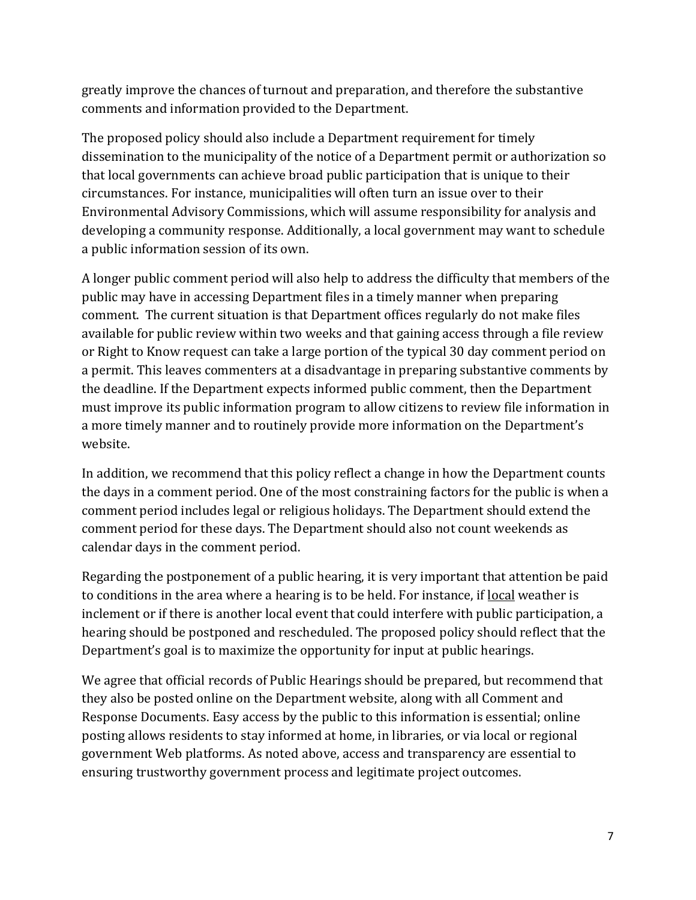greatly improve the chances of turnout and preparation, and therefore the substantive comments and information provided to the Department.

The proposed policy should also include a Department requirement for timely dissemination to the municipality of the notice of a Department permit or authorization so that local governments can achieve broad public participation that is unique to their circumstances. For instance, municipalities will often turn an issue over to their Environmental Advisory Commissions, which will assume responsibility for analysis and developing a community response. Additionally, a local government may want to schedule a public information session of its own.

A longer public comment period will also help to address the difficulty that members of the public may have in accessing Department files in a timely manner when preparing comment. The current situation is that Department offices regularly do not make files available for public review within two weeks and that gaining access through a file review or Right to Know request can take a large portion of the typical 30 day comment period on a permit. This leaves commenters at a disadvantage in preparing substantive comments by the deadline. If the Department expects informed public comment, then the Department must improve its public information program to allow citizens to review file information in a more timely manner and to routinely provide more information on the Department's website.

In addition, we recommend that this policy reflect a change in how the Department counts the days in a comment period. One of the most constraining factors for the public is when a comment period includes legal or religious holidays. The Department should extend the comment period for these days. The Department should also not count weekends as calendar days in the comment period.

Regarding the postponement of a public hearing, it is very important that attention be paid to conditions in the area where a hearing is to be held. For instance, if <u>local</u> weather is inclement or if there is another local event that could interfere with public participation, a hearing should be postponed and rescheduled. The proposed policy should reflect that the Department's goal is to maximize the opportunity for input at public hearings.

We agree that official records of Public Hearings should be prepared, but recommend that they also be posted online on the Department website, along with all Comment and Response Documents. Easy access by the public to this information is essential; online posting allows residents to stay informed at home, in libraries, or via local or regional government Web platforms. As noted above, access and transparency are essential to ensuring trustworthy government process and legitimate project outcomes.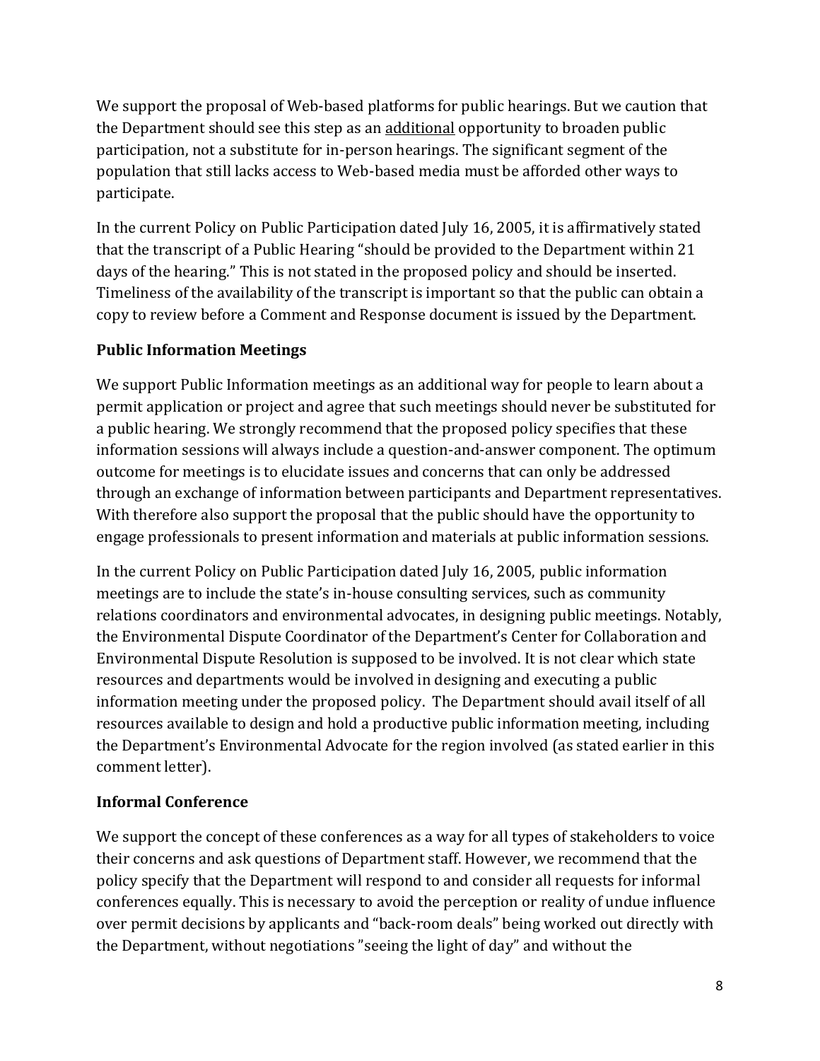We support the proposal of Web-based platforms for public hearings. But we caution that the Department should see this step as an <u>additional</u> opportunity to broaden public participation, not a substitute for in-person hearings. The significant segment of the population that still lacks access to Web-based media must be afforded other ways to participate.

In the current Policy on Public Participation dated July 16, 2005, it is affirmatively stated that the transcript of a Public Hearing "should be provided to the Department within 21 days of the hearing." This is not stated in the proposed policy and should be inserted. Timeliness of the availability of the transcript is important so that the public can obtain a copy to review before a Comment and Response document is issued by the Department.

### Public Information Meetings

We support Public Information meetings as an additional way for people to learn about a permit application or project and agree that such meetings should never be substituted for a public hearing. We strongly recommend that the proposed policy specifies that these information sessions will always include a question-and-answer component. The optimum outcome for meetings is to elucidate issues and concerns that can only be addressed through an exchange of information between participants and Department representatives. With therefore also support the proposal that the public should have the opportunity to engage professionals to present information and materials at public information sessions.

In the current Policy on Public Participation dated July 16, 2005, public information meetings are to include the state's in-house consulting services, such as community relations coordinators and environmental advocates, in designing public meetings. Notably, the Environmental Dispute Coordinator of the Department's Center for Collaboration and Environmental Dispute Resolution is supposed to be involved. It is not clear which state resources and departments would be involved in designing and executing a public information meeting under the proposed policy. The Department should avail itself of all resources available to design and hold a productive public information meeting, including the Department's Environmental Advocate for the region involved (as stated earlier in this comment letter).

### Informal Conference

We support the concept of these conferences as a way for all types of stakeholders to voice their concerns and ask questions of Department staff. However, we recommend that the policy specify that the Department will respond to and consider all requests for informal conferences equally. This is necessary to avoid the perception or reality of undue influence over permit decisions by applicants and "back-room deals" being worked out directly with the Department, without negotiations "seeing the light of day" and without the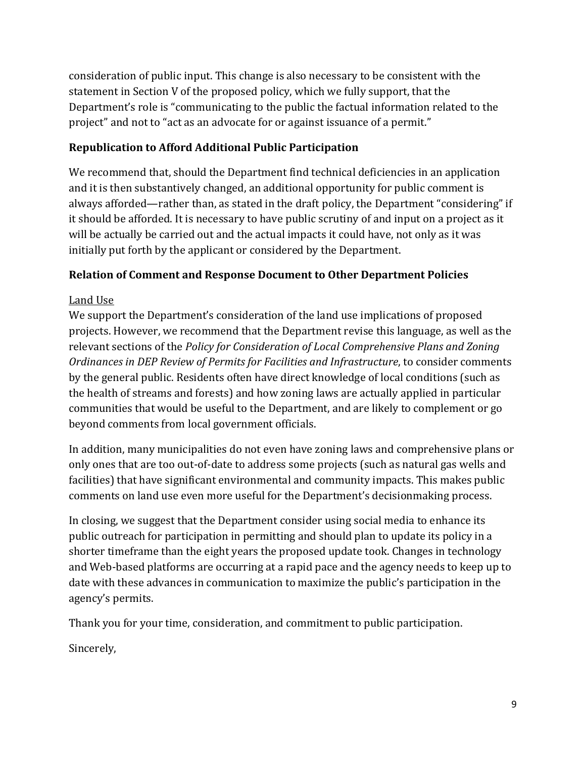consideration of public input. This change is also necessary to be consistent with the statement in Section V of the proposed policy, which we fully support, that the Department's role is "communicating to the public the factual information related to the project" and not to "act as an advocate for or against issuance of a permit."

### Republication to Afford Additional Public Participation

We recommend that, should the Department find technical deficiencies in an application and it is then substantively changed, an additional opportunity for public comment is always afforded—rather than, as stated in the draft policy, the Department "considering" if it should be afforded. It is necessary to have public scrutiny of and input on a project as it will be actually be carried out and the actual impacts it could have, not only as it was initially put forth by the applicant or considered by the Department.

### Relation of Comment and Response Document to Other Department Policies

<u>Land Use</u>

We support the Department's consideration of the land use implications of proposed projects. However, we recommend that the Department revise this language, as well as the relevant sections of the *Policy for Consideration of Local Comprehensive Plans and Zoning Ordinances in DEP Review of Permits for Facilities and Infrastructure*, to consider comments by the general public. Residents often have direct knowledge of local conditions (such as the health of streams and forests) and how zoning laws are actually applied in particular communities that would be useful to the Department, and are likely to complement or go beyond comments from local government officials.

In addition, many municipalities do not even have zoning laws and comprehensive plans or only ones that are too out-of-date to address some projects (such as natural gas wells and facilities) that have significant environmental and community impacts. This makes public comments on land use even more useful for the Department's decisionmaking process.

In closing, we suggest that the Department consider using social media to enhance its public outreach for participation in permitting and should plan to update its policy in a shorter timeframe than the eight years the proposed update took. Changes in technology and Web-based platforms are occurring at a rapid pace and the agency needs to keep up to date with these advances in communication to maximize the public's participation in the agency's permits.

Thank you for your time, consideration, and commitment to public participation.

Sincerely,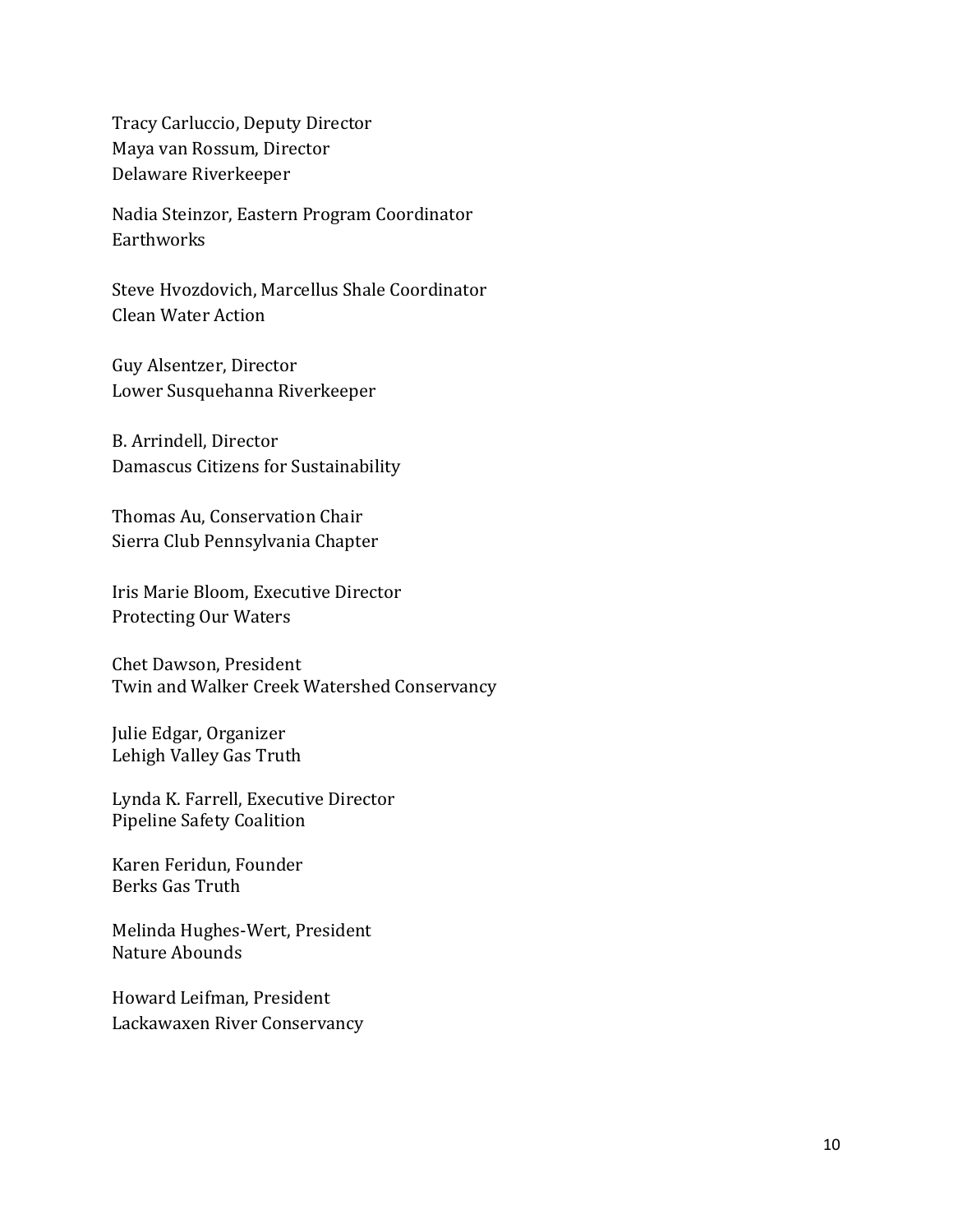Tracy Carluccio, Deputy Director
Maya van Rossum, Director
Delaware Riverkeeper

Nadia Steinzor, Eastern Program Coordinator
Earthworks

Steve Hvozdovich, Marcellus Shale Coordinator
Clean Water Action

Guy Alsentzer, Director
Lower Susquehanna Riverkeeper

B. Arrindell, Director
Damascus Citizens for Sustainability

Thomas Au, Conservation Chair
Sierra Club Pennsylvania Chapter

Iris Marie Bloom, Executive Director
Protecting Our Waters

Chet Dawson, President
Twin and Walker Creek Watershed Conservancy

Julie Edgar, Organizer
Lehigh Valley Gas Truth

Lynda K. Farrell, Executive Director
Pipeline Safety Coalition

Karen Feridun, Founder
Berks Gas Truth

Melinda Hughes-Wert, President
Nature Abounds

Howard Leifman, President
Lackawaxen River Conservancy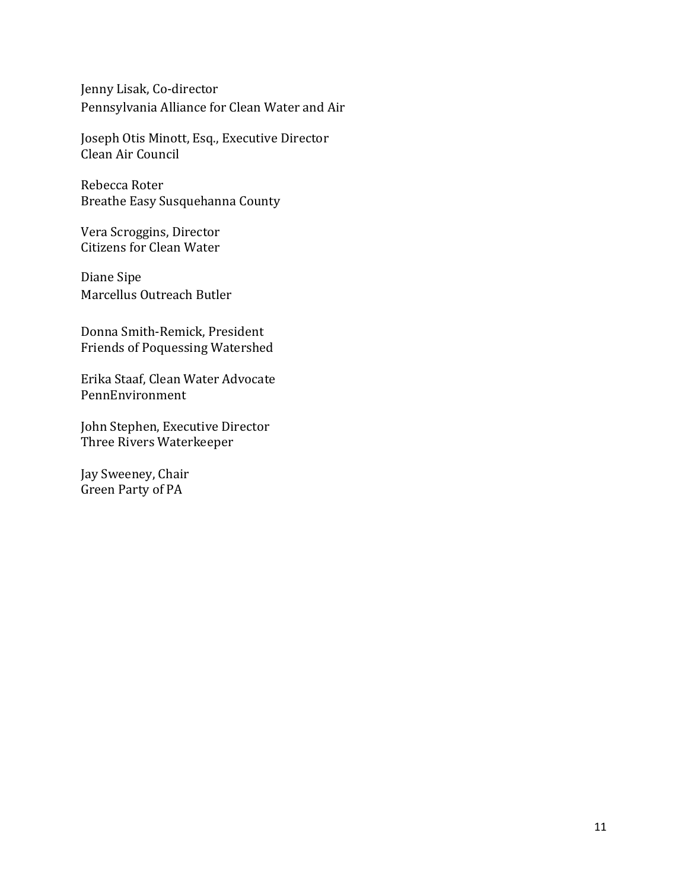Jenny Lisak, Co-director
Pennsylvania Alliance for Clean Water and Air

Joseph Otis Minott, Esq., Executive Director
Clean Air Council

Rebecca Roter
Breathe Easy Susquehanna County

Vera Scroggins, Director
Citizens for Clean Water

Diane Sipe
Marcellus Outreach Butler

Donna Smith-Remick, President
Friends of Poquessing Watershed

Erika Staaf, Clean Water Advocate
PennEnvironment

John Stephen, Executive Director
Three Rivers Waterkeeper

Jay Sweeney, Chair
Green Party of PA